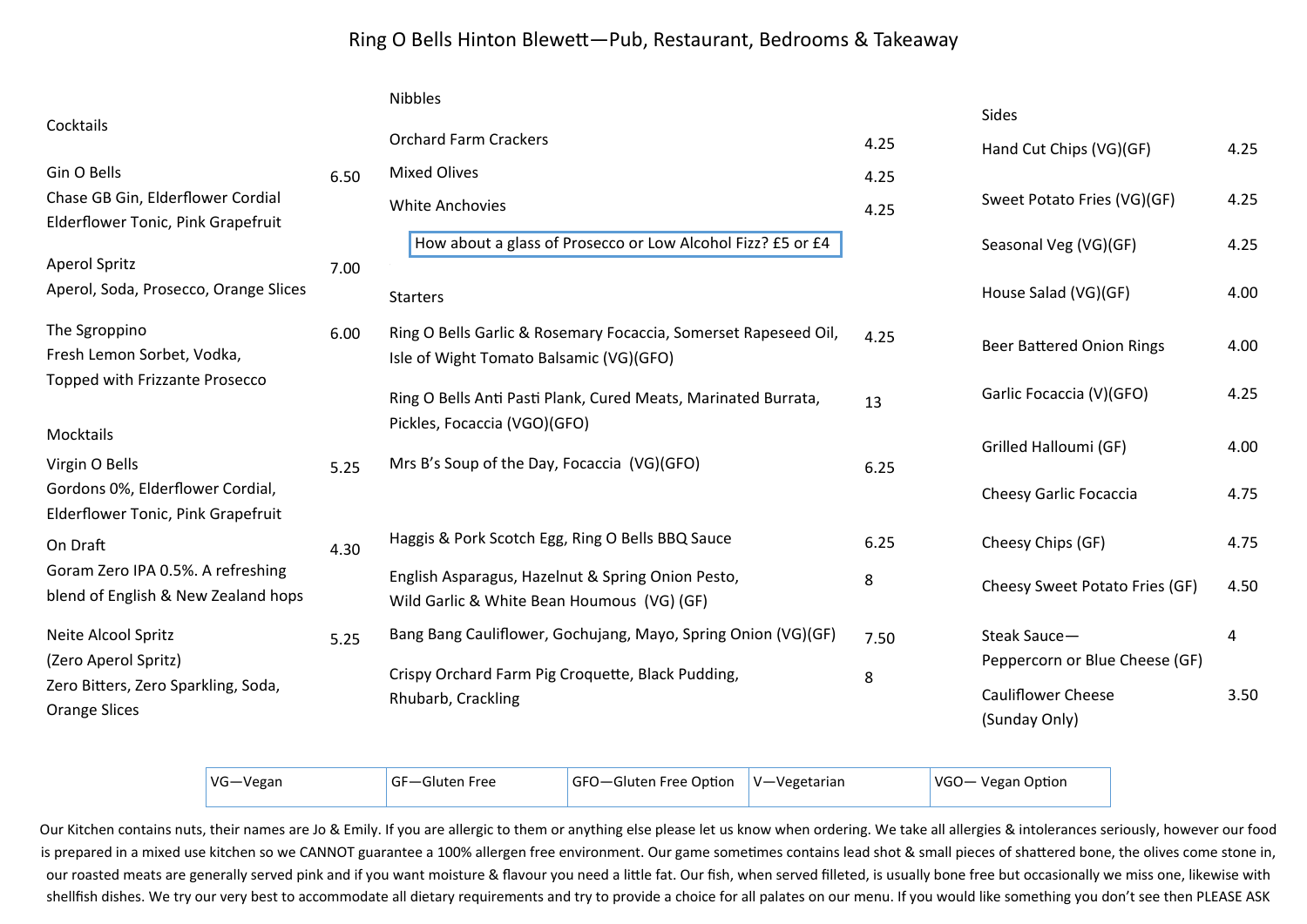# Ring O Bells Hinton Blewett—Pub, Restaurant, Bedrooms & Takeaway

## Cocktails

**Gin O Bells** — 6.50
Chase GB Gin, Elderflower Cordial
Elderflower Tonic, Pink Grapefruit

**Aperol Spritz** — 7.00
Aperol, Soda, Prosecco, Orange Slices

**The Sgroppino** — 6.00
Fresh Lemon Sorbet, Vodka,
Topped with Frizzante Prosecco

## Mocktails

**Virgin O Bells** — 5.25
Gordons 0%, Elderflower Cordial,
Elderflower Tonic, Pink Grapefruit

**On Draft** — 4.30
Goram Zero IPA 0.5%. A refreshing
blend of English & New Zealand hops

**Neite Alcool Spritz** — 5.25
(Zero Aperol Spritz)
Zero Bitters, Zero Sparkling, Soda,
Orange Slices

## Nibbles

| Item | Price |
|---|---|
| Orchard Farm Crackers | 4.25 |
| Mixed Olives | 4.25 |
| White Anchovies | 4.25 |

How about a glass of Prosecco or Low Alcohol Fizz? £5 or £4

## Starters

| Item | Price |
|---|---|
| Ring O Bells Garlic & Rosemary Focaccia, Somerset Rapeseed Oil, Isle of Wight Tomato Balsamic (VG)(GFO) | 4.25 |
| Ring O Bells Anti Pasti Plank, Cured Meats, Marinated Burrata, Pickles, Focaccia (VGO)(GFO) | 13 |
| Mrs B's Soup of the Day, Focaccia (VG)(GFO) | 6.25 |
| Haggis & Pork Scotch Egg, Ring O Bells BBQ Sauce | 6.25 |
| English Asparagus, Hazelnut & Spring Onion Pesto, Wild Garlic & White Bean Houmous (VG) (GF) | 8 |
| Bang Bang Cauliflower, Gochujang, Mayo, Spring Onion (VG)(GF) | 7.50 |
| Crispy Orchard Farm Pig Croquette, Black Pudding, Rhubarb, Crackling | 8 |

## Sides

| Item | Price |
|---|---|
| Hand Cut Chips (VG)(GF) | 4.25 |
| Sweet Potato Fries (VG)(GF) | 4.25 |
| Seasonal Veg (VG)(GF) | 4.25 |
| House Salad (VG)(GF) | 4.00 |
| Beer Battered Onion Rings | 4.00 |
| Garlic Focaccia (V)(GFO) | 4.25 |
| Grilled Halloumi (GF) | 4.00 |
| Cheesy Garlic Focaccia | 4.75 |
| Cheesy Chips (GF) | 4.75 |
| Cheesy Sweet Potato Fries (GF) | 4.50 |
| Steak Sauce—Peppercorn or Blue Cheese (GF) | 4 |
| Cauliflower Cheese (Sunday Only) | 3.50 |

| VG—Vegan | GF—Gluten Free | GFO—Gluten Free Option | V—Vegetarian | VGO— Vegan Option |
|---|---|---|---|---|

Our Kitchen contains nuts, their names are Jo & Emily. If you are allergic to them or anything else please let us know when ordering. We take all allergies & intolerances seriously, however our food is prepared in a mixed use kitchen so we CANNOT guarantee a 100% allergen free environment. Our game sometimes contains lead shot & small pieces of shattered bone, the olives come stone in, our roasted meats are generally served pink and if you want moisture & flavour you need a little fat. Our fish, when served filleted, is usually bone free but occasionally we miss one, likewise with shellfish dishes. We try our very best to accommodate all dietary requirements and try to provide a choice for all palates on our menu. If you would like something you don't see then PLEASE ASK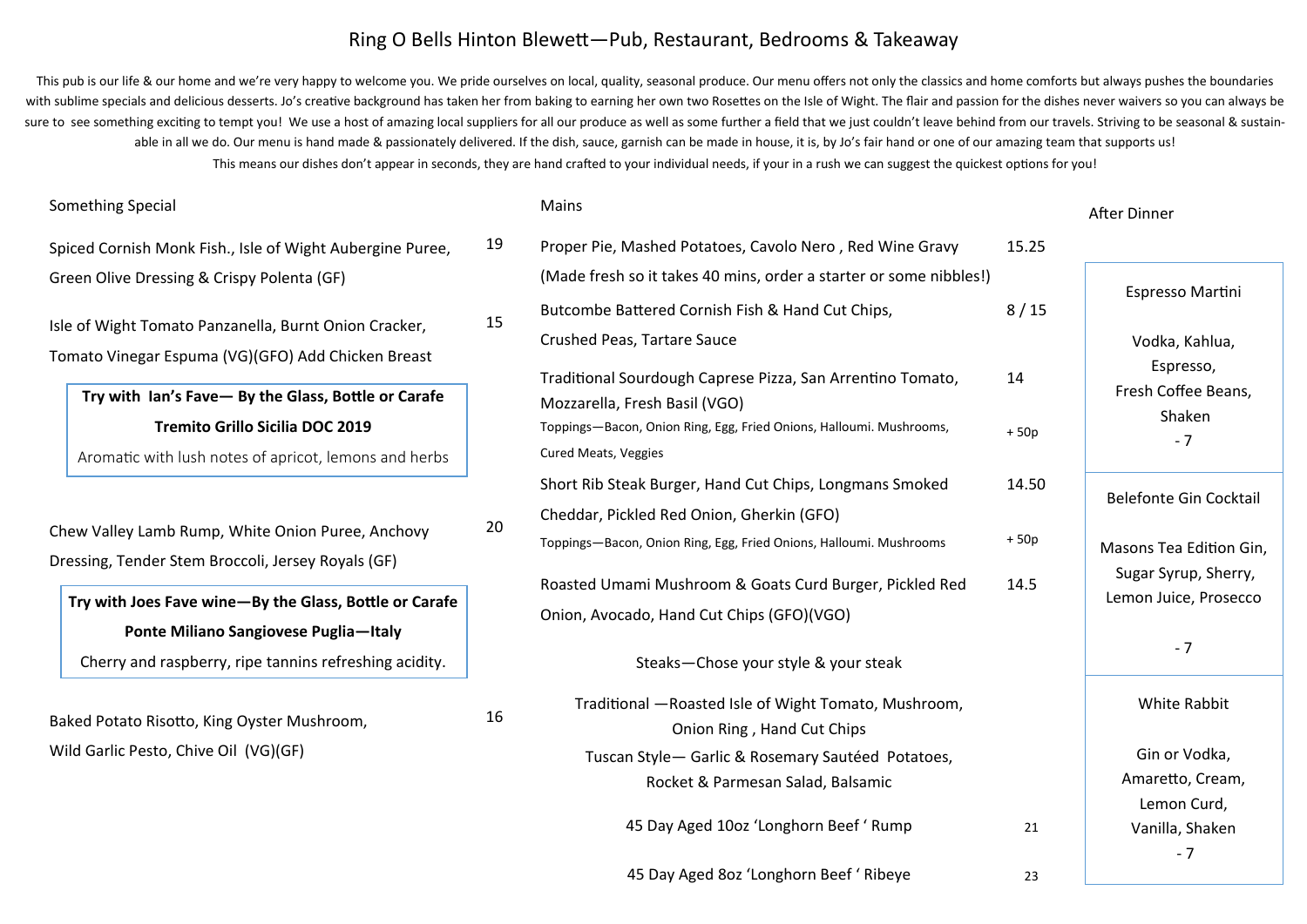# Ring O Bells Hinton Blewett—Pub, Restaurant, Bedrooms & Takeaway

This pub is our life & our home and we're very happy to welcome you. We pride ourselves on local, quality, seasonal produce. Our menu offers not only the classics and home comforts but always pushes the boundaries with sublime specials and delicious desserts. Jo's creative background has taken her from baking to earning her own two Rosettes on the Isle of Wight. The flair and passion for the dishes never waivers so you can always be sure to see something exciting to tempt you! We use a host of amazing local suppliers for all our produce as well as some further a field that we just couldn't leave behind from our travels. Striving to be seasonal & sustainable in all we do. Our menu is hand made & passionately delivered. If the dish, sauce, garnish can be made in house, it is, by Jo's fair hand or one of our amazing team that supports us!

This means our dishes don't appear in seconds, they are hand crafted to your individual needs, if your in a rush we can suggest the quickest options for you!

## Something Special

Spiced Cornish Monk Fish., Isle of Wight Aubergine Puree, Green Olive Dressing & Crispy Polenta (GF) — 19

Isle of Wight Tomato Panzanella, Burnt Onion Cracker, Tomato Vinegar Espuma (VG)(GFO) Add Chicken Breast — 15

**Try with Ian's Fave— By the Glass, Bottle or Carafe**
**Tremito Grillo Sicilia DOC 2019**
Aromatic with lush notes of apricot, lemons and herbs

Chew Valley Lamb Rump, White Onion Puree, Anchovy Dressing, Tender Stem Broccoli, Jersey Royals (GF) — 20

**Try with Joes Fave wine—By the Glass, Bottle or Carafe**
**Ponte Miliano Sangiovese Puglia—Italy**
Cherry and raspberry, ripe tannins refreshing acidity.

Baked Potato Risotto, King Oyster Mushroom, Wild Garlic Pesto, Chive Oil (VG)(GF) — 16

## Mains

Proper Pie, Mashed Potatoes, Cavolo Nero , Red Wine Gravy — 15.25
(Made fresh so it takes 40 mins, order a starter or some nibbles!)

Butcombe Battered Cornish Fish & Hand Cut Chips, Crushed Peas, Tartare Sauce — 8 / 15

Traditional Sourdough Caprese Pizza, San Arrentino Tomato, Mozzarella, Fresh Basil (VGO) — 14
Toppings—Bacon, Onion Ring, Egg, Fried Onions, Halloumi. Mushrooms, Cured Meats, Veggies — + 50p

Short Rib Steak Burger, Hand Cut Chips, Longmans Smoked Cheddar, Pickled Red Onion, Gherkin (GFO) — 14.50
Toppings—Bacon, Onion Ring, Egg, Fried Onions, Halloumi. Mushrooms — + 50p

Roasted Umami Mushroom & Goats Curd Burger, Pickled Red Onion, Avocado, Hand Cut Chips (GFO)(VGO) — 14.5

### Steaks—Chose your style & your steak

Traditional —Roasted Isle of Wight Tomato, Mushroom, Onion Ring , Hand Cut Chips

Tuscan Style— Garlic & Rosemary Sautéed Potatoes, Rocket & Parmesan Salad, Balsamic

45 Day Aged 10oz 'Longhorn Beef ' Rump — 21

45 Day Aged 8oz 'Longhorn Beef ' Ribeye — 23

## After Dinner

**Espresso Martini**
Vodka, Kahlua, Espresso, Fresh Coffee Beans, Shaken
- 7

**Belefonte Gin Cocktail**
Masons Tea Edition Gin, Sugar Syrup, Sherry, Lemon Juice, Prosecco
- 7

**White Rabbit**
Gin or Vodka, Amaretto, Cream, Lemon Curd, Vanilla, Shaken
- 7